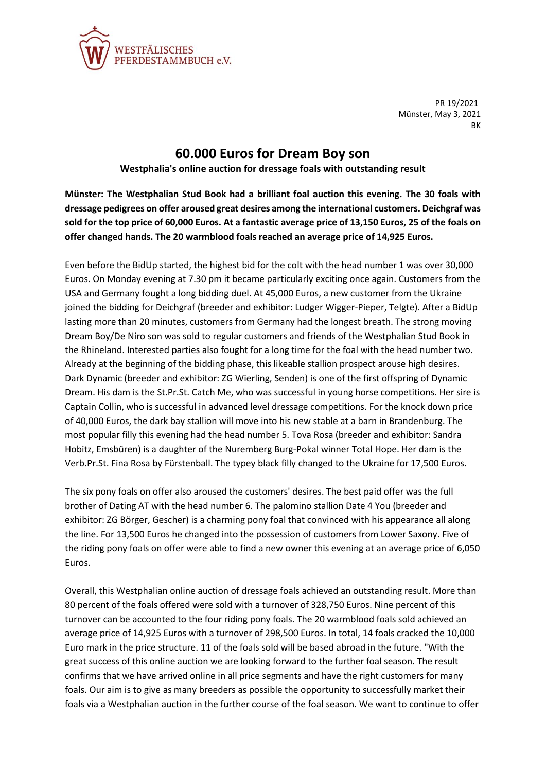WESTFÄLISCHES PFERDESTAMMBUCH e.V.

PR 19/2021
Münster, May 3, 2021
BK

# 60.000 Euros for Dream Boy son

**Westphalia's online auction for dressage foals with outstanding result**

**Münster: The Westphalian Stud Book had a brilliant foal auction this evening. The 30 foals with dressage pedigrees on offer aroused great desires among the international customers. Deichgraf was sold for the top price of 60,000 Euros. At a fantastic average price of 13,150 Euros, 25 of the foals on offer changed hands. The 20 warmblood foals reached an average price of 14,925 Euros.**

Even before the BidUp started, the highest bid for the colt with the head number 1 was over 30,000 Euros. On Monday evening at 7.30 pm it became particularly exciting once again. Customers from the USA and Germany fought a long bidding duel. At 45,000 Euros, a new customer from the Ukraine joined the bidding for Deichgraf (breeder and exhibitor: Ludger Wigger-Pieper, Telgte). After a BidUp lasting more than 20 minutes, customers from Germany had the longest breath. The strong moving Dream Boy/De Niro son was sold to regular customers and friends of the Westphalian Stud Book in the Rhineland. Interested parties also fought for a long time for the foal with the head number two. Already at the beginning of the bidding phase, this likeable stallion prospect arouse high desires. Dark Dynamic (breeder and exhibitor: ZG Wierling, Senden) is one of the first offspring of Dynamic Dream. His dam is the St.Pr.St. Catch Me, who was successful in young horse competitions. Her sire is Captain Collin, who is successful in advanced level dressage competitions. For the knock down price of 40,000 Euros, the dark bay stallion will move into his new stable at a barn in Brandenburg. The most popular filly this evening had the head number 5. Tova Rosa (breeder and exhibitor: Sandra Hobitz, Emsbüren) is a daughter of the Nuremberg Burg-Pokal winner Total Hope. Her dam is the Verb.Pr.St. Fina Rosa by Fürstenball. The typey black filly changed to the Ukraine for 17,500 Euros.

The six pony foals on offer also aroused the customers' desires. The best paid offer was the full brother of Dating AT with the head number 6. The palomino stallion Date 4 You (breeder and exhibitor: ZG Börger, Gescher) is a charming pony foal that convinced with his appearance all along the line. For 13,500 Euros he changed into the possession of customers from Lower Saxony. Five of the riding pony foals on offer were able to find a new owner this evening at an average price of 6,050 Euros.

Overall, this Westphalian online auction of dressage foals achieved an outstanding result. More than 80 percent of the foals offered were sold with a turnover of 328,750 Euros. Nine percent of this turnover can be accounted to the four riding pony foals. The 20 warmblood foals sold achieved an average price of 14,925 Euros with a turnover of 298,500 Euros. In total, 14 foals cracked the 10,000 Euro mark in the price structure. 11 of the foals sold will be based abroad in the future. "With the great success of this online auction we are looking forward to the further foal season. The result confirms that we have arrived online in all price segments and have the right customers for many foals. Our aim is to give as many breeders as possible the opportunity to successfully market their foals via a Westphalian auction in the further course of the foal season. We want to continue to offer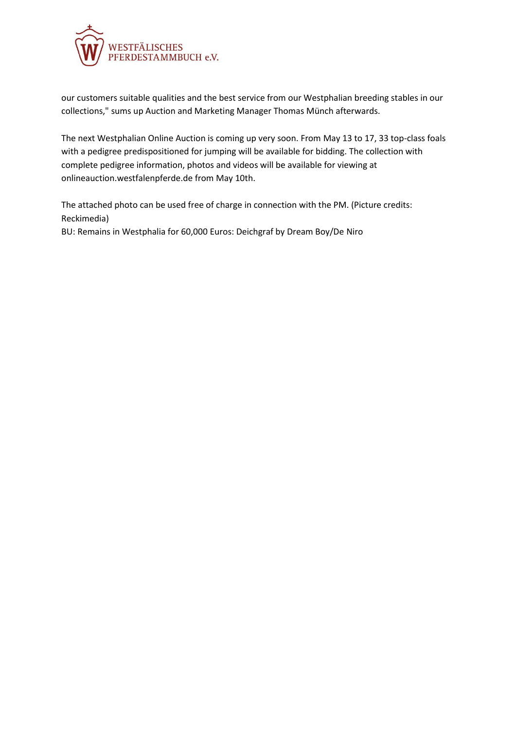our customers suitable qualities and the best service from our Westphalian breeding stables in our collections," sums up Auction and Marketing Manager Thomas Münch afterwards.

The next Westphalian Online Auction is coming up very soon. From May 13 to 17, 33 top-class foals with a pedigree predispositioned for jumping will be available for bidding. The collection with complete pedigree information, photos and videos will be available for viewing at onlineauction.westfalenpferde.de from May 10th.

The attached photo can be used free of charge in connection with the PM. (Picture credits: Reckimedia)
BU: Remains in Westphalia for 60,000 Euros: Deichgraf by Dream Boy/De Niro